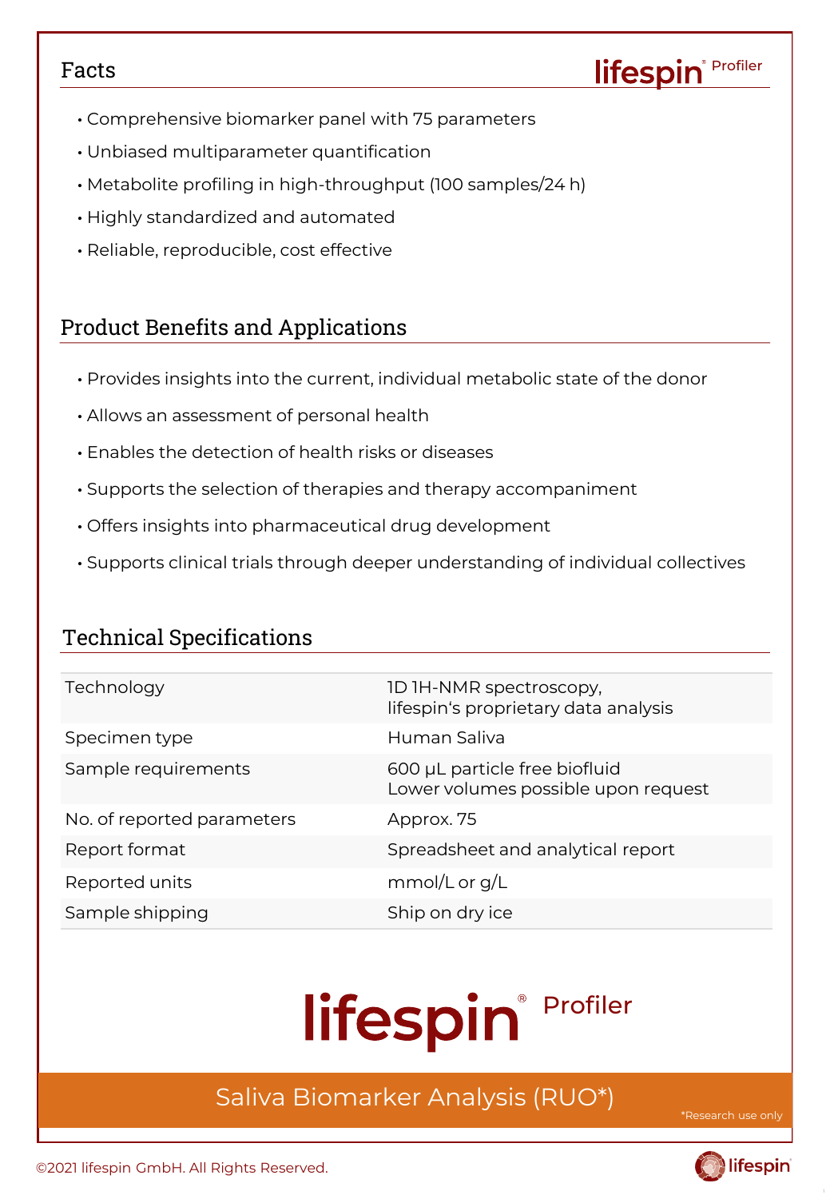## Facts

lifespin® Profiler

- Comprehensive biomarker panel with 75 parameters
- Unbiased multiparameter quantification
- Metabolite profiling in high-throughput (100 samples/24 h)
- Highly standardized and automated
- Reliable, reproducible, cost effective

## Product Benefits and Applications

- Provides insights into the current, individual metabolic state of the donor
- Allows an assessment of personal health
- Enables the detection of health risks or diseases
- Supports the selection of therapies and therapy accompaniment
- Offers insights into pharmaceutical drug development
- Supports clinical trials through deeper understanding of individual collectives

## Technical Specifications

| | |
|---|---|
| Technology | 1D 1H-NMR spectroscopy, lifespin‘s proprietary data analysis |
| Specimen type | Human Saliva |
| Sample requirements | 600 µL particle free biofluid<br>Lower volumes possible upon request |
| No. of reported parameters | Approx. 75 |
| Report format | Spreadsheet and analytical report |
| Reported units | mmol/L or g/L |
| Sample shipping | Ship on dry ice |

lifespin® Profiler

Saliva Biomarker Analysis (RUO*)

*Research use only

©2021 lifespin GmbH. All Rights Reserved.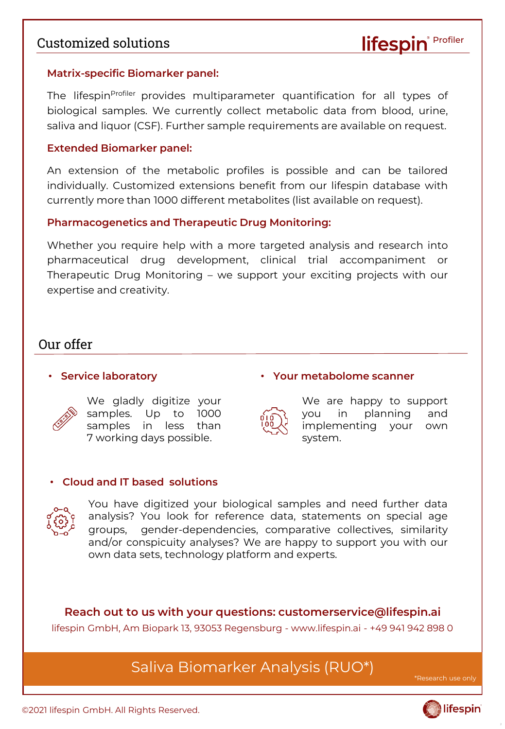## Customized solutions

lifespin® Profiler

### Matrix-specific Biomarker panel:

The lifespin Profiler provides multiparameter quantification for all types of biological samples. We currently collect metabolic data from blood, urine, saliva and liquor (CSF). Further sample requirements are available on request.

### Extended Biomarker panel:

An extension of the metabolic profiles is possible and can be tailored individually. Customized extensions benefit from our lifespin database with currently more than 1000 different metabolites (list available on request).

### Pharmacogenetics and Therapeutic Drug Monitoring:

Whether you require help with a more targeted analysis and research into pharmaceutical drug development, clinical trial accompaniment or Therapeutic Drug Monitoring – we support your exciting projects with our expertise and creativity.

## Our offer

- **Service laboratory**

  We gladly digitize your samples. Up to 1000 samples in less than 7 working days possible.

- **Your metabolome scanner**

  We are happy to support you in planning and implementing your own system.

- **Cloud and IT based solutions**

  You have digitized your biological samples and need further data analysis? You look for reference data, statements on special age groups, gender-dependencies, comparative collectives, similarity and/or conspicuity analyses? We are happy to support you with our own data sets, technology platform and experts.

**Reach out to us with your questions: customerservice@lifespin.ai**

lifespin GmbH, Am Biopark 13, 93053 Regensburg - www.lifespin.ai - +49 941 942 898 0

Saliva Biomarker Analysis (RUO*)

*Research use only

©2021 lifespin GmbH. All Rights Reserved.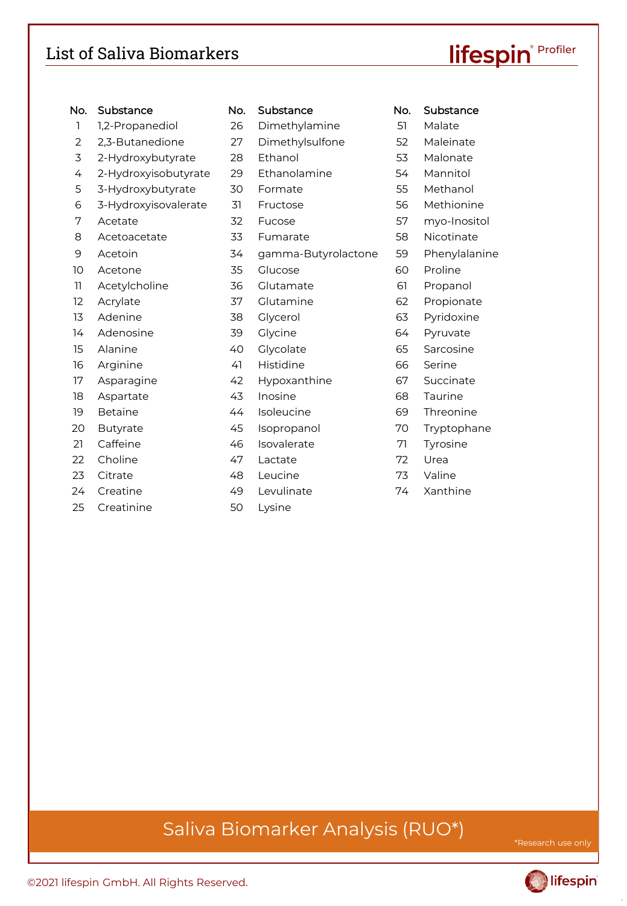# List of Saliva Biomarkers

lifespin® Profiler

| No. | Substance | No. | Substance | No. | Substance |
|---|---|---|---|---|---|
| 1 | 1,2-Propanediol | 26 | Dimethylamine | 51 | Malate |
| 2 | 2,3-Butanedione | 27 | Dimethylsulfone | 52 | Maleinate |
| 3 | 2-Hydroxybutyrate | 28 | Ethanol | 53 | Malonate |
| 4 | 2-Hydroxyisobutyrate | 29 | Ethanolamine | 54 | Mannitol |
| 5 | 3-Hydroxybutyrate | 30 | Formate | 55 | Methanol |
| 6 | 3-Hydroxyisovalerate | 31 | Fructose | 56 | Methionine |
| 7 | Acetate | 32 | Fucose | 57 | myo-Inositol |
| 8 | Acetoacetate | 33 | Fumarate | 58 | Nicotinate |
| 9 | Acetoin | 34 | gamma-Butyrolactone | 59 | Phenylalanine |
| 10 | Acetone | 35 | Glucose | 60 | Proline |
| 11 | Acetylcholine | 36 | Glutamate | 61 | Propanol |
| 12 | Acrylate | 37 | Glutamine | 62 | Propionate |
| 13 | Adenine | 38 | Glycerol | 63 | Pyridoxine |
| 14 | Adenosine | 39 | Glycine | 64 | Pyruvate |
| 15 | Alanine | 40 | Glycolate | 65 | Sarcosine |
| 16 | Arginine | 41 | Histidine | 66 | Serine |
| 17 | Asparagine | 42 | Hypoxanthine | 67 | Succinate |
| 18 | Aspartate | 43 | Inosine | 68 | Taurine |
| 19 | Betaine | 44 | Isoleucine | 69 | Threonine |
| 20 | Butyrate | 45 | Isopropanol | 70 | Tryptophane |
| 21 | Caffeine | 46 | Isovalerate | 71 | Tyrosine |
| 22 | Choline | 47 | Lactate | 72 | Urea |
| 23 | Citrate | 48 | Leucine | 73 | Valine |
| 24 | Creatine | 49 | Levulinate | 74 | Xanthine |
| 25 | Creatinine | 50 | Lysine | | |

Saliva Biomarker Analysis (RUO*)

*Research use only

©2021 lifespin GmbH. All Rights Reserved.